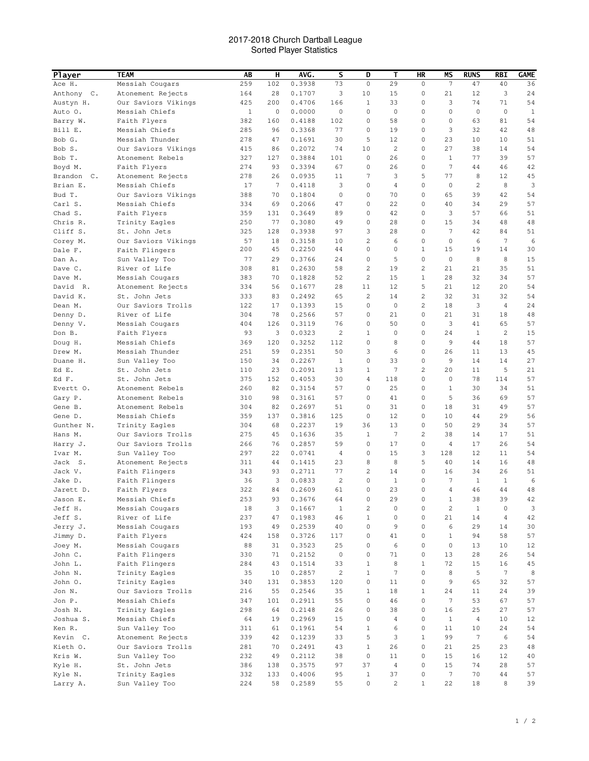# 2017-2018 Church Dartball League

## Sorted Player Statistics

| Player | TEAM | AB | H | AVG. | S | D | T | HR | MS | RUNS | RBI | GAME |
|---|---|---|---|---|---|---|---|---|---|---|---|---|
| Ace H. | Messiah Cougars | 259 | 102 | 0.3938 | 73 | 0 | 29 | 0 | 7 | 47 | 40 | 36 |
| Anthony C. | Atonement Rejects | 164 | 28 | 0.1707 | 3 | 10 | 15 | 0 | 21 | 12 | 3 | 24 |
| Austyn H. | Our Saviors Vikings | 425 | 200 | 0.4706 | 166 | 1 | 33 | 0 | 3 | 74 | 71 | 54 |
| Auto O. | Messiah Chiefs | 1 | 0 | 0.0000 | 0 | 0 | 0 | 0 | 0 | 0 | 0 | 1 |
| Barry W. | Faith Flyers | 382 | 160 | 0.4188 | 102 | 0 | 58 | 0 | 0 | 63 | 81 | 54 |
| Bill E. | Messiah Chiefs | 285 | 96 | 0.3368 | 77 | 0 | 19 | 0 | 3 | 32 | 42 | 48 |
| Bob G. | Messiah Thunder | 278 | 47 | 0.1691 | 30 | 5 | 12 | 0 | 23 | 10 | 10 | 51 |
| Bob S. | Our Saviors Vikings | 415 | 86 | 0.2072 | 74 | 10 | 2 | 0 | 27 | 38 | 14 | 54 |
| Bob T. | Atonement Rebels | 327 | 127 | 0.3884 | 101 | 0 | 26 | 0 | 1 | 77 | 39 | 57 |
| Boyd M. | Faith Flyers | 274 | 93 | 0.3394 | 67 | 0 | 26 | 0 | 7 | 44 | 46 | 42 |
| Brandon C. | Atonement Rejects | 278 | 26 | 0.0935 | 11 | 7 | 3 | 5 | 77 | 8 | 12 | 45 |
| Brian E. | Messiah Chiefs | 17 | 7 | 0.4118 | 3 | 0 | 4 | 0 | 0 | 2 | 8 | 3 |
| Bud T. | Our Saviors Vikings | 388 | 70 | 0.1804 | 0 | 0 | 70 | 0 | 65 | 39 | 42 | 54 |
| Carl S. | Messiah Chiefs | 334 | 69 | 0.2066 | 47 | 0 | 22 | 0 | 40 | 34 | 29 | 57 |
| Chad S. | Faith Flyers | 359 | 131 | 0.3649 | 89 | 0 | 42 | 0 | 3 | 57 | 66 | 51 |
| Chris R. | Trinity Eagles | 250 | 77 | 0.3080 | 49 | 0 | 28 | 0 | 15 | 34 | 48 | 48 |
| Cliff S. | St. John Jets | 325 | 128 | 0.3938 | 97 | 3 | 28 | 0 | 7 | 42 | 84 | 51 |
| Corey M. | Our Saviors Vikings | 57 | 18 | 0.3158 | 10 | 2 | 6 | 0 | 0 | 6 | 7 | 6 |
| Dale F. | Faith Flingers | 200 | 45 | 0.2250 | 44 | 0 | 0 | 1 | 15 | 19 | 14 | 30 |
| Dan A. | Sun Valley Too | 77 | 29 | 0.3766 | 24 | 0 | 5 | 0 | 0 | 8 | 8 | 15 |
| Dave C. | River of Life | 308 | 81 | 0.2630 | 58 | 2 | 19 | 2 | 21 | 21 | 35 | 51 |
| Dave M. | Messiah Cougars | 383 | 70 | 0.1828 | 52 | 2 | 15 | 1 | 28 | 32 | 34 | 57 |
| David R. | Atonement Rejects | 334 | 56 | 0.1677 | 28 | 11 | 12 | 5 | 21 | 12 | 20 | 54 |
| David K. | St. John Jets | 333 | 83 | 0.2492 | 65 | 2 | 14 | 2 | 32 | 31 | 32 | 54 |
| Dean M. | Our Saviors Trolls | 122 | 17 | 0.1393 | 15 | 0 | 0 | 2 | 18 | 3 | 4 | 24 |
| Denny D. | River of Life | 304 | 78 | 0.2566 | 57 | 0 | 21 | 0 | 21 | 31 | 18 | 48 |
| Denny V. | Messiah Cougars | 404 | 126 | 0.3119 | 76 | 0 | 50 | 0 | 3 | 41 | 65 | 57 |
| Don B. | Faith Flyers | 93 | 3 | 0.0323 | 2 | 1 | 0 | 0 | 24 | 1 | 2 | 15 |
| Doug H. | Messiah Chiefs | 369 | 120 | 0.3252 | 112 | 0 | 8 | 0 | 9 | 44 | 18 | 57 |
| Drew M. | Messiah Thunder | 251 | 59 | 0.2351 | 50 | 3 | 6 | 0 | 26 | 11 | 13 | 45 |
| Duane H. | Sun Valley Too | 150 | 34 | 0.2267 | 1 | 0 | 33 | 0 | 9 | 14 | 14 | 27 |
| Ed E. | St. John Jets | 110 | 23 | 0.2091 | 13 | 1 | 7 | 2 | 20 | 11 | 5 | 21 |
| Ed F. | St. John Jets | 375 | 152 | 0.4053 | 30 | 4 | 118 | 0 | 0 | 78 | 114 | 57 |
| Evertt O. | Atonement Rebels | 260 | 82 | 0.3154 | 57 | 0 | 25 | 0 | 1 | 30 | 34 | 51 |
| Gary P. | Atonement Rebels | 310 | 98 | 0.3161 | 57 | 0 | 41 | 0 | 5 | 36 | 69 | 57 |
| Gene B. | Atonement Rebels | 304 | 82 | 0.2697 | 51 | 0 | 31 | 0 | 18 | 31 | 49 | 57 |
| Gene D. | Messiah Chiefs | 359 | 137 | 0.3816 | 125 | 0 | 12 | 0 | 10 | 44 | 29 | 56 |
| Gunther N. | Trinity Eagles | 304 | 68 | 0.2237 | 19 | 36 | 13 | 0 | 50 | 29 | 34 | 57 |
| Hans M. | Our Saviors Trolls | 275 | 45 | 0.1636 | 35 | 1 | 7 | 2 | 38 | 14 | 17 | 51 |
| Harry J. | Our Saviors Trolls | 266 | 76 | 0.2857 | 59 | 0 | 17 | 0 | 4 | 17 | 26 | 54 |
| Ivar M. | Sun Valley Too | 297 | 22 | 0.0741 | 4 | 0 | 15 | 3 | 128 | 12 | 11 | 54 |
| Jack S. | Atonement Rejects | 311 | 44 | 0.1415 | 23 | 8 | 8 | 5 | 40 | 14 | 16 | 48 |
| Jack V. | Faith Flingers | 343 | 93 | 0.2711 | 77 | 2 | 14 | 0 | 16 | 34 | 26 | 51 |
| Jake D. | Faith Flingers | 36 | 3 | 0.0833 | 2 | 0 | 1 | 0 | 7 | 1 | 1 | 6 |
| Jarett D. | Faith Flyers | 322 | 84 | 0.2609 | 61 | 0 | 23 | 0 | 4 | 46 | 44 | 48 |
| Jason E. | Messiah Chiefs | 253 | 93 | 0.3676 | 64 | 0 | 29 | 0 | 1 | 38 | 39 | 42 |
| Jeff H. | Messiah Cougars | 18 | 3 | 0.1667 | 1 | 2 | 0 | 0 | 2 | 1 | 0 | 3 |
| Jeff S. | River of Life | 237 | 47 | 0.1983 | 46 | 1 | 0 | 0 | 21 | 14 | 4 | 42 |
| Jerry J. | Messiah Cougars | 193 | 49 | 0.2539 | 40 | 0 | 9 | 0 | 6 | 29 | 14 | 30 |
| Jimmy D. | Faith Flyers | 424 | 158 | 0.3726 | 117 | 0 | 41 | 0 | 1 | 94 | 58 | 57 |
| Joey M. | Messiah Cougars | 88 | 31 | 0.3523 | 25 | 0 | 6 | 0 | 0 | 13 | 10 | 12 |
| John C. | Faith Flingers | 330 | 71 | 0.2152 | 0 | 0 | 71 | 0 | 13 | 28 | 26 | 54 |
| John L. | Faith Flingers | 284 | 43 | 0.1514 | 33 | 1 | 8 | 1 | 72 | 15 | 16 | 45 |
| John N. | Trinity Eagles | 35 | 10 | 0.2857 | 2 | 1 | 7 | 0 | 8 | 5 | 7 | 8 |
| John O. | Trinity Eagles | 340 | 131 | 0.3853 | 120 | 0 | 11 | 0 | 9 | 65 | 32 | 57 |
| Jon N. | Our Saviors Trolls | 216 | 55 | 0.2546 | 35 | 1 | 18 | 1 | 24 | 11 | 24 | 39 |
| Jon P. | Messiah Chiefs | 347 | 101 | 0.2911 | 55 | 0 | 46 | 0 | 7 | 53 | 67 | 57 |
| Josh N. | Trinity Eagles | 298 | 64 | 0.2148 | 26 | 0 | 38 | 0 | 16 | 25 | 27 | 57 |
| Joshua S. | Messiah Chiefs | 64 | 19 | 0.2969 | 15 | 0 | 4 | 0 | 1 | 4 | 10 | 12 |
| Ken R. | Sun Valley Too | 311 | 61 | 0.1961 | 54 | 1 | 6 | 0 | 11 | 10 | 24 | 54 |
| Kevin C. | Atonement Rejects | 339 | 42 | 0.1239 | 33 | 5 | 3 | 1 | 99 | 7 | 6 | 54 |
| Kieth O. | Our Saviors Trolls | 281 | 70 | 0.2491 | 43 | 1 | 26 | 0 | 21 | 25 | 23 | 48 |
| Kris W. | Sun Valley Too | 232 | 49 | 0.2112 | 38 | 0 | 11 | 0 | 15 | 16 | 12 | 40 |
| Kyle H. | St. John Jets | 386 | 138 | 0.3575 | 97 | 37 | 4 | 0 | 15 | 74 | 28 | 57 |
| Kyle N. | Trinity Eagles | 332 | 133 | 0.4006 | 95 | 1 | 37 | 0 | 7 | 70 | 44 | 57 |
| Larry A. | Sun Valley Too | 224 | 58 | 0.2589 | 55 | 0 | 2 | 1 | 22 | 18 | 8 | 39 |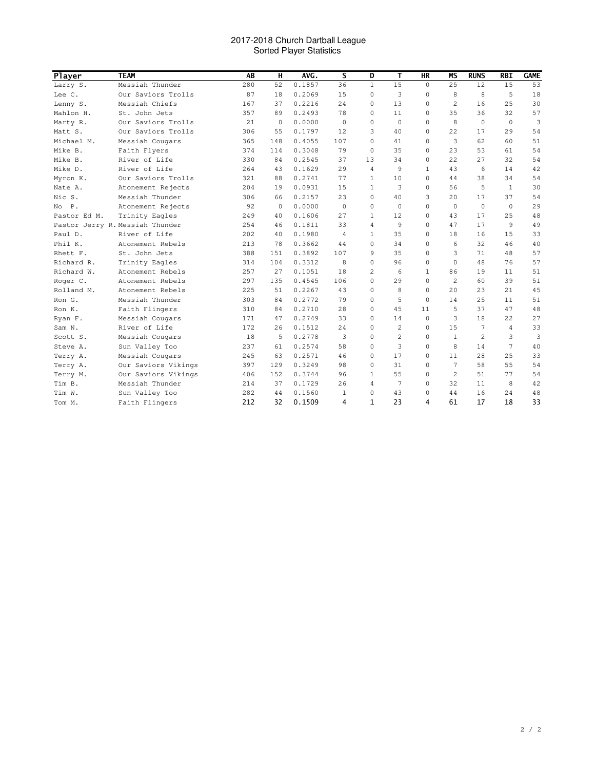2017-2018 Church Dartball League
Sorted Player Statistics

| Player | TEAM | AB | H | AVG. | S | D | T | HR | MS | RUNS | RBI | GAME |
|---|---|---|---|---|---|---|---|---|---|---|---|---|
| Larry S. | Messiah Thunder | 280 | 52 | 0.1857 | 36 | 1 | 15 | 0 | 25 | 12 | 15 | 53 |
| Lee C. | Our Saviors Trolls | 87 | 18 | 0.2069 | 15 | 0 | 3 | 0 | 8 | 8 | 5 | 18 |
| Lenny S. | Messiah Chiefs | 167 | 37 | 0.2216 | 24 | 0 | 13 | 0 | 2 | 16 | 25 | 30 |
| Mahlon H. | St. John Jets | 357 | 89 | 0.2493 | 78 | 0 | 11 | 0 | 35 | 36 | 32 | 57 |
| Marty R. | Our Saviors Trolls | 21 | 0 | 0.0000 | 0 | 0 | 0 | 0 | 8 | 0 | 0 | 3 |
| Matt S. | Our Saviors Trolls | 306 | 55 | 0.1797 | 12 | 3 | 40 | 0 | 22 | 17 | 29 | 54 |
| Michael M. | Messiah Cougars | 365 | 148 | 0.4055 | 107 | 0 | 41 | 0 | 3 | 62 | 60 | 51 |
| Mike B. | Faith Flyers | 374 | 114 | 0.3048 | 79 | 0 | 35 | 0 | 23 | 53 | 61 | 54 |
| Mike B. | River of Life | 330 | 84 | 0.2545 | 37 | 13 | 34 | 0 | 22 | 27 | 32 | 54 |
| Mike D. | River of Life | 264 | 43 | 0.1629 | 29 | 4 | 9 | 1 | 43 | 6 | 14 | 42 |
| Myron K. | Our Saviors Trolls | 321 | 88 | 0.2741 | 77 | 1 | 10 | 0 | 44 | 38 | 34 | 54 |
| Nate A. | Atonement Rejects | 204 | 19 | 0.0931 | 15 | 1 | 3 | 0 | 56 | 5 | 1 | 30 |
| Nic S. | Messiah Thunder | 306 | 66 | 0.2157 | 23 | 0 | 40 | 3 | 20 | 17 | 37 | 54 |
| No P. | Atonement Rejects | 92 | 0 | 0.0000 | 0 | 0 | 0 | 0 | 0 | 0 | 0 | 29 |
| Pastor Ed M. | Trinity Eagles | 249 | 40 | 0.1606 | 27 | 1 | 12 | 0 | 43 | 17 | 25 | 48 |
| Pastor Jerry R. | Messiah Thunder | 254 | 46 | 0.1811 | 33 | 4 | 9 | 0 | 47 | 17 | 9 | 49 |
| Paul D. | River of Life | 202 | 40 | 0.1980 | 4 | 1 | 35 | 0 | 18 | 16 | 15 | 33 |
| Phil K. | Atonement Rebels | 213 | 78 | 0.3662 | 44 | 0 | 34 | 0 | 6 | 32 | 46 | 40 |
| Rhett F. | St. John Jets | 388 | 151 | 0.3892 | 107 | 9 | 35 | 0 | 3 | 71 | 48 | 57 |
| Richard R. | Trinity Eagles | 314 | 104 | 0.3312 | 8 | 0 | 96 | 0 | 0 | 48 | 76 | 57 |
| Richard W. | Atonement Rebels | 257 | 27 | 0.1051 | 18 | 2 | 6 | 1 | 86 | 19 | 11 | 51 |
| Roger C. | Atonement Rebels | 297 | 135 | 0.4545 | 106 | 0 | 29 | 0 | 2 | 60 | 39 | 51 |
| Rolland M. | Atonement Rebels | 225 | 51 | 0.2267 | 43 | 0 | 8 | 0 | 20 | 23 | 21 | 45 |
| Ron G. | Messiah Thunder | 303 | 84 | 0.2772 | 79 | 0 | 5 | 0 | 14 | 25 | 11 | 51 |
| Ron K. | Faith Flingers | 310 | 84 | 0.2710 | 28 | 0 | 45 | 11 | 5 | 37 | 47 | 48 |
| Ryan F. | Messiah Cougars | 171 | 47 | 0.2749 | 33 | 0 | 14 | 0 | 3 | 18 | 22 | 27 |
| Sam N. | River of Life | 172 | 26 | 0.1512 | 24 | 0 | 2 | 0 | 15 | 7 | 4 | 33 |
| Scott S. | Messiah Cougars | 18 | 5 | 0.2778 | 3 | 0 | 2 | 0 | 1 | 2 | 3 | 3 |
| Steve A. | Sun Valley Too | 237 | 61 | 0.2574 | 58 | 0 | 3 | 0 | 8 | 14 | 7 | 40 |
| Terry A. | Messiah Cougars | 245 | 63 | 0.2571 | 46 | 0 | 17 | 0 | 11 | 28 | 25 | 33 |
| Terry A. | Our Saviors Vikings | 397 | 129 | 0.3249 | 98 | 0 | 31 | 0 | 7 | 58 | 55 | 54 |
| Terry M. | Our Saviors Vikings | 406 | 152 | 0.3744 | 96 | 1 | 55 | 0 | 2 | 51 | 77 | 54 |
| Tim B. | Messiah Thunder | 214 | 37 | 0.1729 | 26 | 4 | 7 | 0 | 32 | 11 | 8 | 42 |
| Tim W. | Sun Valley Too | 282 | 44 | 0.1560 | 1 | 0 | 43 | 0 | 44 | 16 | 24 | 48 |
| Tom M. | Faith Flingers | 212 | 32 | 0.1509 | 4 | 1 | 23 | 4 | 61 | 17 | 18 | 33 |